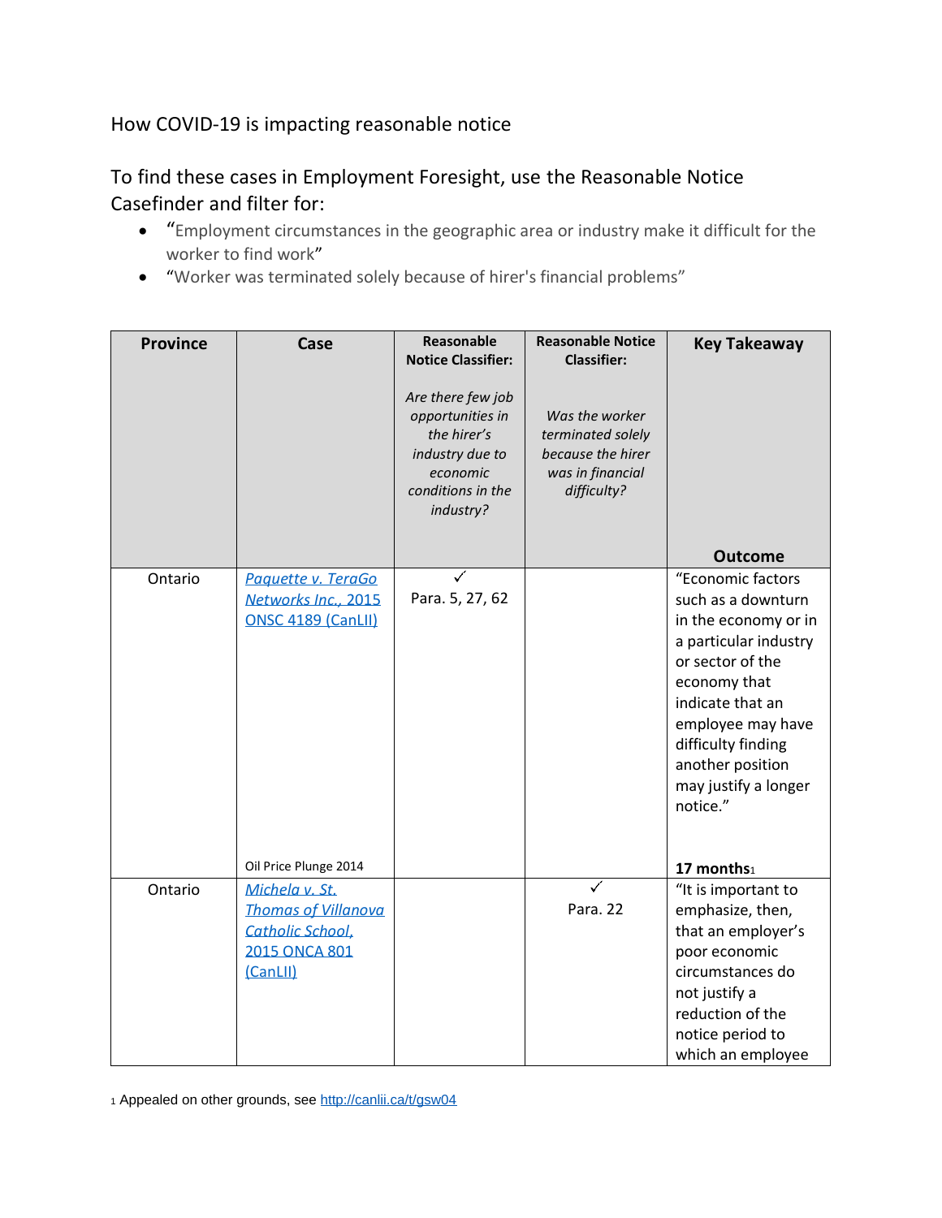How COVID-19 is impacting reasonable notice

To find these cases in Employment Foresight, use the Reasonable Notice Casefinder and filter for:

- "Employment circumstances in the geographic area or industry make it difficult for the worker to find work"
- "Worker was terminated solely because of hirer's financial problems"

| Province | Case | Reasonable Notice Classifier: *Are there few job opportunities in the hirer's industry due to economic conditions in the industry?* | Reasonable Notice Classifier: *Was the worker terminated solely because the hirer was in financial difficulty?* | Key Takeaway / Outcome |
|---|---|---|---|---|
| Ontario | [Paquette v. TeraGo Networks Inc., 2015 ONSC 4189 (CanLII)](#) Oil Price Plunge 2014 | ✓ Para. 5, 27, 62 | | "Economic factors such as a downturn in the economy or in a particular industry or sector of the economy that indicate that an employee may have difficulty finding another position may justify a longer notice." **17 months**[1] |
| Ontario | [Michela v. St. Thomas of Villanova Catholic School, 2015 ONCA 801 (CanLII)](#) | | ✓ Para. 22 | "It is important to emphasize, then, that an employer's poor economic circumstances do not justify a reduction of the notice period to which an employee |

[1] Appealed on other grounds, see http://canlii.ca/t/gsw04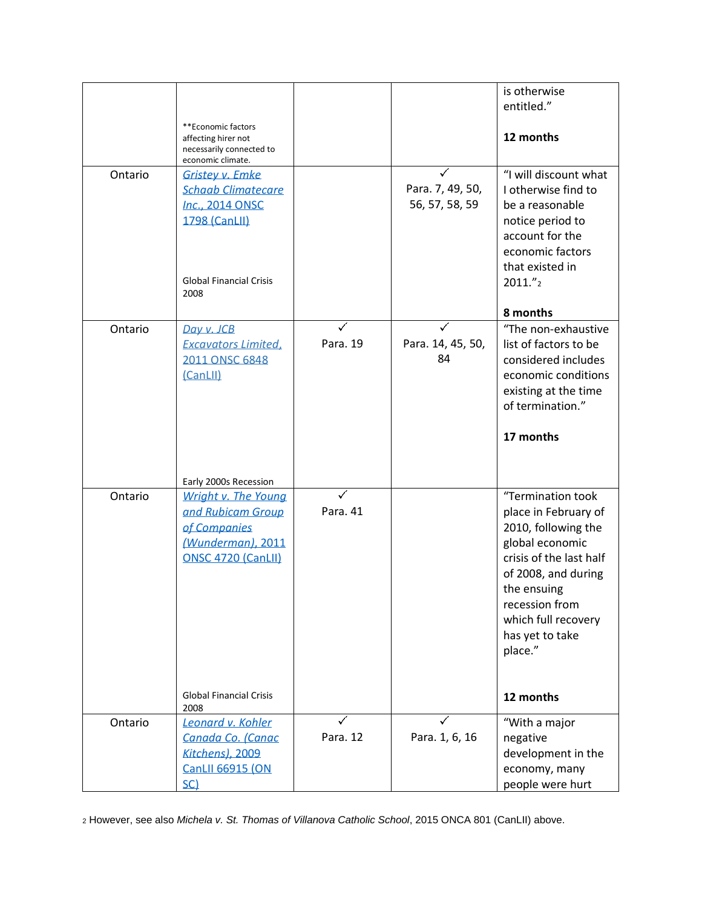| | | | | |
|---|---|---|---|---|
| | **Economic factors affecting hirer not necessarily connected to economic climate. | | | is otherwise entitled."<br><br>**12 months** |
| Ontario | *Gristey v. Emke Schaab Climatecare Inc.*, 2014 ONSC 1798 (CanLII)<br><br>Global Financial Crisis 2008 | | ✓<br>Para. 7, 49, 50, 56, 57, 58, 59 | "I will discount what I otherwise find to be a reasonable notice period to account for the economic factors that existed in 2011."[2]<br><br>**8 months** |
| Ontario | *Day v. JCB Excavators Limited*, 2011 ONSC 6848 (CanLII)<br><br>Early 2000s Recession | ✓<br>Para. 19 | ✓<br>Para. 14, 45, 50, 84 | "The non-exhaustive list of factors to be considered includes economic conditions existing at the time of termination."<br><br>**17 months** |
| Ontario | *Wright v. The Young and Rubicam Group of Companies (Wunderman)*, 2011 ONSC 4720 (CanLII)<br><br>Global Financial Crisis 2008 | ✓<br>Para. 41 | | "Termination took place in February of 2010, following the global economic crisis of the last half of 2008, and during the ensuing recession from which full recovery has yet to take place."<br><br>**12 months** |
| Ontario | *Leonard v. Kohler Canada Co. (Canac Kitchens)*, 2009 CanLII 66915 (ON SC) | ✓<br>Para. 12 | ✓<br>Para. 1, 6, 16 | "With a major negative development in the economy, many people were hurt |

[2] However, see also *Michela v. St. Thomas of Villanova Catholic School*, 2015 ONCA 801 (CanLII) above.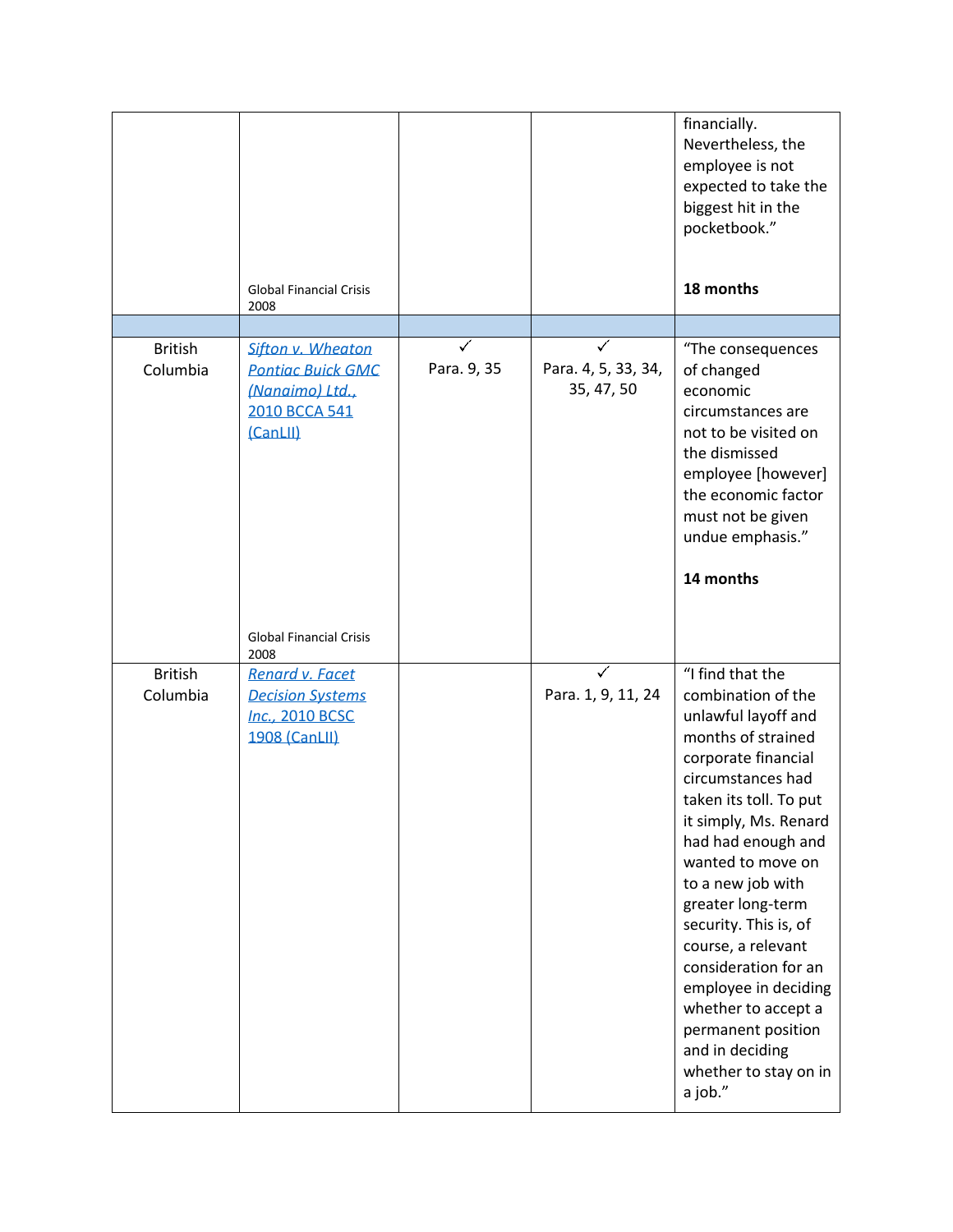| | | | | |
|---|---|---|---|---|
| | Global Financial Crisis 2008 | | | financially. Nevertheless, the employee is not expected to take the biggest hit in the pocketbook.” **18 months** |
| | | | | |
| British Columbia | [Sifton v. Wheaton Pontiac Buick GMC (Nanaimo) Ltd., 2010 BCCA 541 (CanLII)](#) Global Financial Crisis 2008 | ✓ Para. 9, 35 | ✓ Para. 4, 5, 33, 34, 35, 47, 50 | “The consequences of changed economic circumstances are not to be visited on the dismissed employee [however] the economic factor must not be given undue emphasis.” **14 months** |
| British Columbia | [Renard v. Facet Decision Systems Inc., 2010 BCSC 1908 (CanLII)](#) | | ✓ Para. 1, 9, 11, 24 | “I find that the combination of the unlawful layoff and months of strained corporate financial circumstances had taken its toll. To put it simply, Ms. Renard had had enough and wanted to move on to a new job with greater long-term security. This is, of course, a relevant consideration for an employee in deciding whether to accept a permanent position and in deciding whether to stay on in a job.” |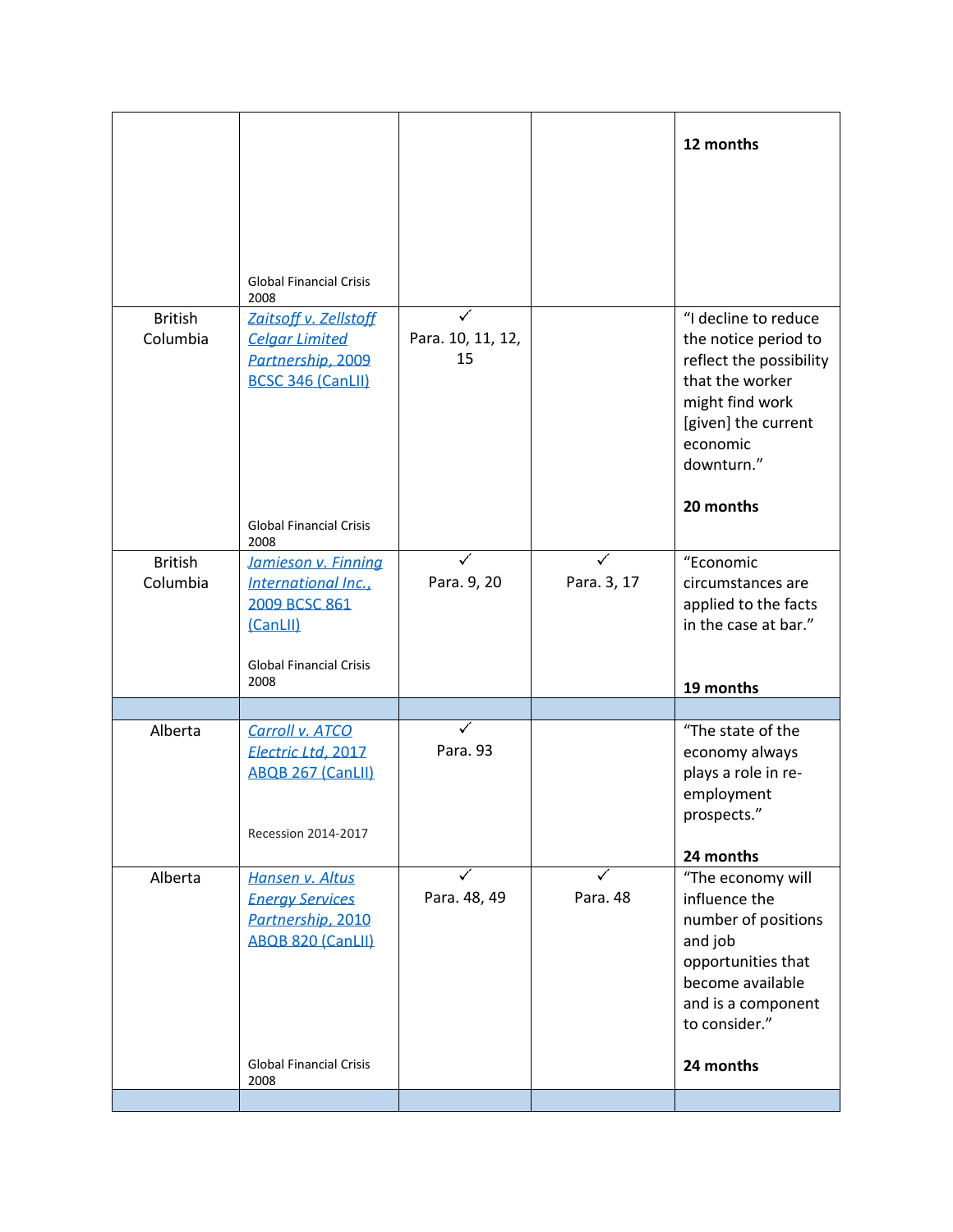| | | | | |
|---|---|---|---|---|
| | Global Financial Crisis 2008 | | | **12 months** |
| British Columbia | *Zaitsoff v. Zellstoff Celgar Limited Partnership, 2009 BCSC 346 (CanLII)* Global Financial Crisis 2008 | ✓ Para. 10, 11, 12, 15 | | "I decline to reduce the notice period to reflect the possibility that the worker might find work [given] the current economic downturn." **20 months** |
| British Columbia | *Jamieson v. Finning International Inc., 2009 BCSC 861 (CanLII)* Global Financial Crisis 2008 | ✓ Para. 9, 20 | ✓ Para. 3, 17 | "Economic circumstances are applied to the facts in the case at bar." **19 months** |
| | | | | |
| Alberta | *Carroll v. ATCO Electric Ltd, 2017 ABQB 267 (CanLII)* Recession 2014-2017 | ✓ Para. 93 | | "The state of the economy always plays a role in re-employment prospects." **24 months** |
| Alberta | *Hansen v. Altus Energy Services Partnership, 2010 ABQB 820 (CanLII)* Global Financial Crisis 2008 | ✓ Para. 48, 49 | ✓ Para. 48 | "The economy will influence the number of positions and job opportunities that become available and is a component to consider." **24 months** |
| | | | | |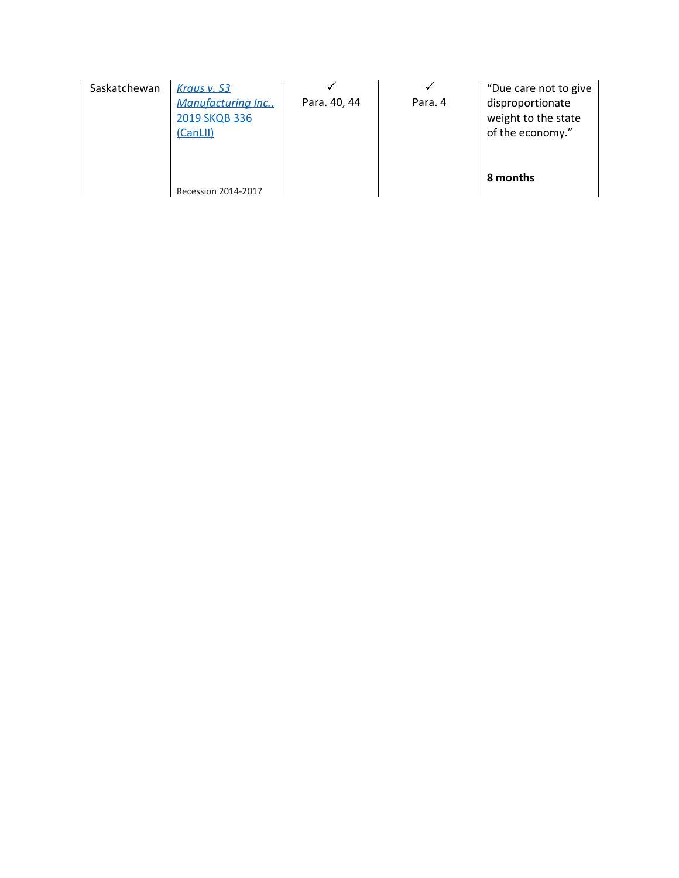| | | | | |
|---|---|---|---|---|
| Saskatchewan | *Kraus v. S3 Manufacturing Inc.*, 2019 SKQB 336 (CanLII)<br><br>Recession 2014-2017 | ✓<br>Para. 40, 44 | ✓<br>Para. 4 | "Due care not to give disproportionate weight to the state of the economy."<br><br>**8 months** |